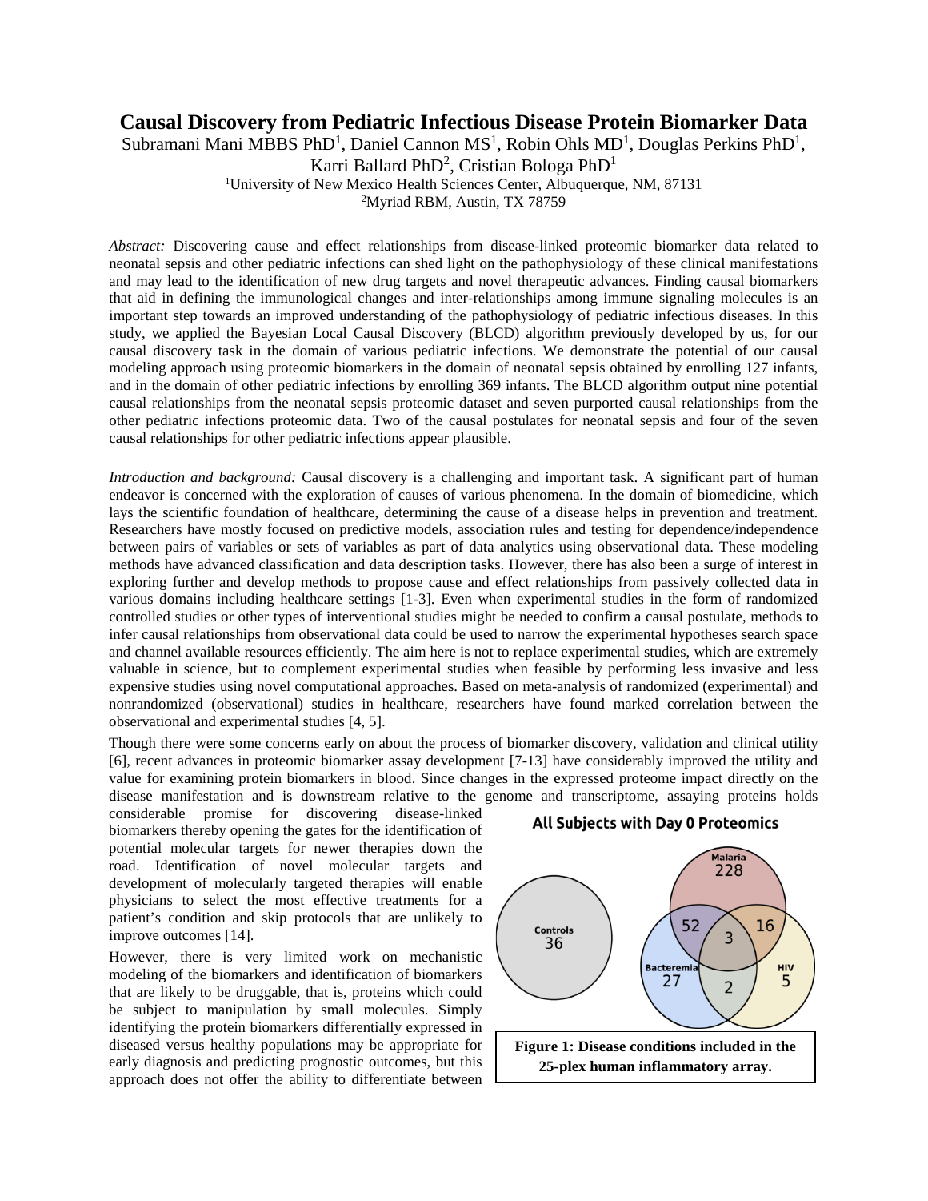# Causal Discovery from Pediatric Infectious Disease Protein Biomarker Data

Subramani Mani MBBS PhD[1], Daniel Cannon MS[1], Robin Ohls MD[1], Douglas Perkins PhD[1], Karri Ballard PhD[2], Cristian Bologa PhD[1]

[1]University of New Mexico Health Sciences Center, Albuquerque, NM, 87131

[2]Myriad RBM, Austin, TX 78759

*Abstract:* Discovering cause and effect relationships from disease-linked proteomic biomarker data related to neonatal sepsis and other pediatric infections can shed light on the pathophysiology of these clinical manifestations and may lead to the identification of new drug targets and novel therapeutic advances. Finding causal biomarkers that aid in defining the immunological changes and inter-relationships among immune signaling molecules is an important step towards an improved understanding of the pathophysiology of pediatric infectious diseases. In this study, we applied the Bayesian Local Causal Discovery (BLCD) algorithm previously developed by us, for our causal discovery task in the domain of various pediatric infections. We demonstrate the potential of our causal modeling approach using proteomic biomarkers in the domain of neonatal sepsis obtained by enrolling 127 infants, and in the domain of other pediatric infections by enrolling 369 infants. The BLCD algorithm output nine potential causal relationships from the neonatal sepsis proteomic dataset and seven purported causal relationships from the other pediatric infections proteomic data. Two of the causal postulates for neonatal sepsis and four of the seven causal relationships for other pediatric infections appear plausible.

*Introduction and background:* Causal discovery is a challenging and important task. A significant part of human endeavor is concerned with the exploration of causes of various phenomena. In the domain of biomedicine, which lays the scientific foundation of healthcare, determining the cause of a disease helps in prevention and treatment. Researchers have mostly focused on predictive models, association rules and testing for dependence/independence between pairs of variables or sets of variables as part of data analytics using observational data. These modeling methods have advanced classification and data description tasks. However, there has also been a surge of interest in exploring further and develop methods to propose cause and effect relationships from passively collected data in various domains including healthcare settings [1-3]. Even when experimental studies in the form of randomized controlled studies or other types of interventional studies might be needed to confirm a causal postulate, methods to infer causal relationships from observational data could be used to narrow the experimental hypotheses search space and channel available resources efficiently. The aim here is not to replace experimental studies, which are extremely valuable in science, but to complement experimental studies when feasible by performing less invasive and less expensive studies using novel computational approaches. Based on meta-analysis of randomized (experimental) and nonrandomized (observational) studies in healthcare, researchers have found marked correlation between the observational and experimental studies [4, 5].

Though there were some concerns early on about the process of biomarker discovery, validation and clinical utility [6], recent advances in proteomic biomarker assay development [7-13] have considerably improved the utility and value for examining protein biomarkers in blood. Since changes in the expressed proteome impact directly on the disease manifestation and is downstream relative to the genome and transcriptome, assaying proteins holds considerable promise for discovering disease-linked biomarkers thereby opening the gates for the identification of potential molecular targets for newer therapies down the road. Identification of novel molecular targets and development of molecularly targeted therapies will enable physicians to select the most effective treatments for a patient's condition and skip protocols that are unlikely to improve outcomes [14].

However, there is very limited work on mechanistic modeling of the biomarkers and identification of biomarkers that are likely to be druggable, that is, proteins which could be subject to manipulation by small molecules. Simply identifying the protein biomarkers differentially expressed in diseased versus healthy populations may be appropriate for early diagnosis and predicting prognostic outcomes, but this approach does not offer the ability to differentiate between

**All Subjects with Day 0 Proteomics**

Controls 36; Malaria 228; Bacteremia 27; HIV 5; Malaria & Bacteremia 52; Malaria & HIV 16; Bacteremia & HIV 2; Malaria & Bacteremia & HIV 3

**Figure 1: Disease conditions included in the 25-plex human inflammatory array.**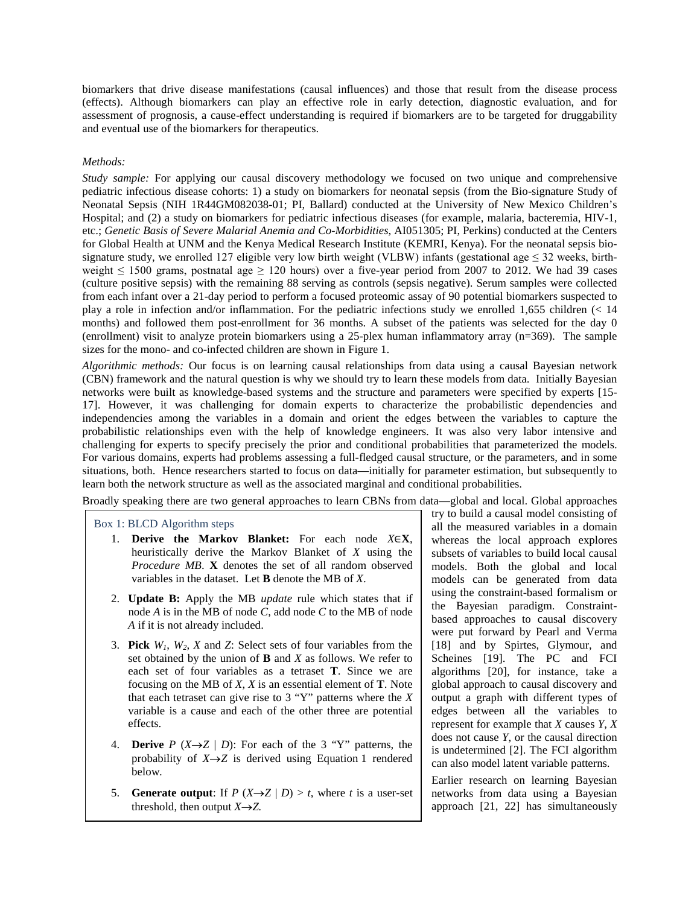biomarkers that drive disease manifestations (causal influences) and those that result from the disease process (effects). Although biomarkers can play an effective role in early detection, diagnostic evaluation, and for assessment of prognosis, a cause-effect understanding is required if biomarkers are to be targeted for druggability and eventual use of the biomarkers for therapeutics.

*Methods:*

*Study sample:* For applying our causal discovery methodology we focused on two unique and comprehensive pediatric infectious disease cohorts: 1) a study on biomarkers for neonatal sepsis (from the Bio-signature Study of Neonatal Sepsis (NIH 1R44GM082038-01; PI, Ballard) conducted at the University of New Mexico Children's Hospital; and (2) a study on biomarkers for pediatric infectious diseases (for example, malaria, bacteremia, HIV-1, etc.; *Genetic Basis of Severe Malarial Anemia and Co-Morbidities*, AI051305; PI, Perkins) conducted at the Centers for Global Health at UNM and the Kenya Medical Research Institute (KEMRI, Kenya). For the neonatal sepsis bio-signature study, we enrolled 127 eligible very low birth weight (VLBW) infants (gestational age $\leq$ 32 weeks, birth-weight $\leq$ 1500 grams, postnatal age $\geq$ 120 hours) over a five-year period from 2007 to 2012. We had 39 cases (culture positive sepsis) with the remaining 88 serving as controls (sepsis negative). Serum samples were collected from each infant over a 21-day period to perform a focused proteomic assay of 90 potential biomarkers suspected to play a role in infection and/or inflammation. For the pediatric infections study we enrolled 1,655 children (< 14 months) and followed them post-enrollment for 36 months. A subset of the patients was selected for the day 0 (enrollment) visit to analyze protein biomarkers using a 25-plex human inflammatory array (n=369). The sample sizes for the mono- and co-infected children are shown in Figure 1.

*Algorithmic methods:* Our focus is on learning causal relationships from data using a causal Bayesian network (CBN) framework and the natural question is why we should try to learn these models from data. Initially Bayesian networks were built as knowledge-based systems and the structure and parameters were specified by experts [15-17]. However, it was challenging for domain experts to characterize the probabilistic dependencies and independencies among the variables in a domain and orient the edges between the variables to capture the probabilistic relationships even with the help of knowledge engineers. It was also very labor intensive and challenging for experts to specify precisely the prior and conditional probabilities that parameterized the models. For various domains, experts had problems assessing a full-fledged causal structure, or the parameters, and in some situations, both. Hence researchers started to focus on data—initially for parameter estimation, but subsequently to learn both the network structure as well as the associated marginal and conditional probabilities.

Broadly speaking there are two general approaches to learn CBNs from data—global and local. Global approaches try to build a causal model consisting of all the measured variables in a domain whereas the local approach explores subsets of variables to build local causal models. Both the global and local models can be generated from data using the constraint-based formalism or the Bayesian paradigm. Constraint-based approaches to causal discovery were put forward by Pearl and Verma [18] and by Spirtes, Glymour, and Scheines [19]. The PC and FCI algorithms [20], for instance, take a global approach to causal discovery and output a graph with different types of edges between all the variables to represent for example that $X$ causes $Y$, $X$ does not cause $Y$, or the causal direction is undetermined [2]. The FCI algorithm can also model latent variable patterns.

Earlier research on learning Bayesian networks from data using a Bayesian approach [21, 22] has simultaneously

> **Box 1: BLCD Algorithm steps**
>
> 1. **Derive the Markov Blanket:** For each node $X \in \mathbf{X}$, heuristically derive the Markov Blanket of $X$ using the *Procedure MB*. $\mathbf{X}$ denotes the set of all random observed variables in the dataset. Let $\mathbf{B}$ denote the MB of $X$.
> 2. **Update B:** Apply the MB *update* rule which states that if node $A$ is in the MB of node $C$, add node $C$ to the MB of node $A$ if it is not already included.
> 3. **Pick** $W_1$, $W_2$, $X$ and $Z$: Select sets of four variables from the set obtained by the union of $\mathbf{B}$ and $X$ as follows. We refer to each set of four variables as a tetraset $\mathbf{T}$. Since we are focusing on the MB of $X$, $X$ is an essential element of $\mathbf{T}$. Note that each tetraset can give rise to 3 "Y" patterns where the $X$ variable is a cause and each of the other three are potential effects.
> 4. **Derive** $P(X \rightarrow Z \mid D)$: For each of the 3 "Y" patterns, the probability of $X \rightarrow Z$ is derived using Equation 1 rendered below.
> 5. **Generate output**: If $P(X \rightarrow Z \mid D) > t$, where $t$ is a user-set threshold, then output $X \rightarrow Z$.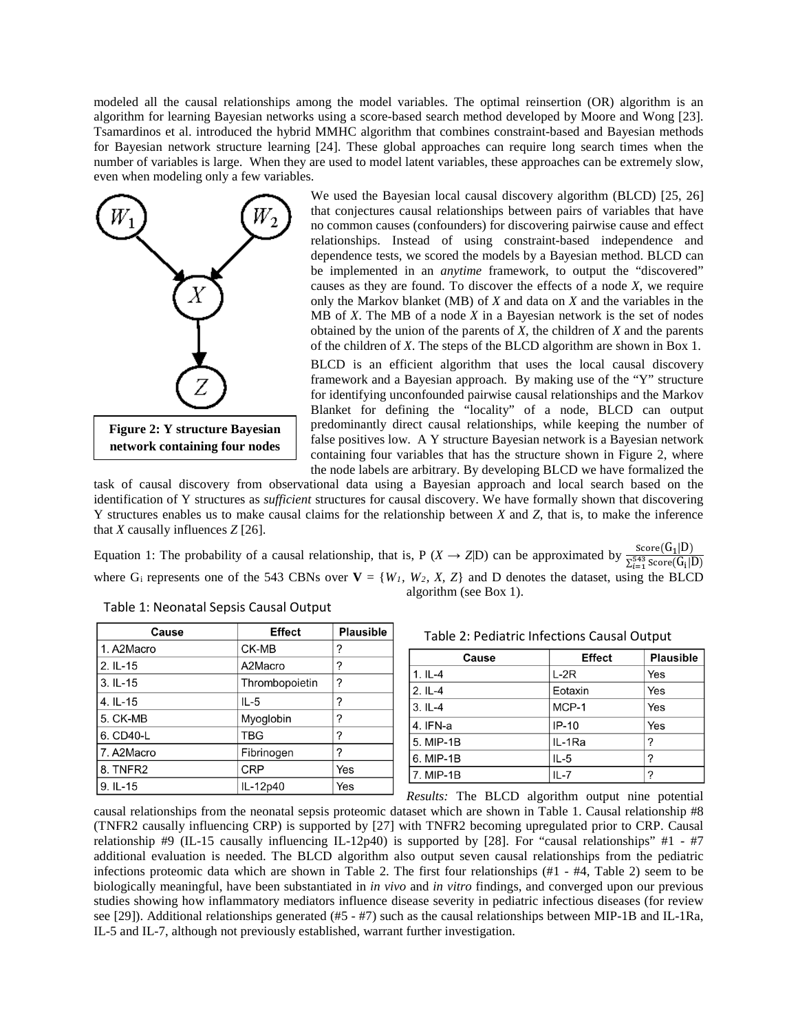modeled all the causal relationships among the model variables. The optimal reinsertion (OR) algorithm is an algorithm for learning Bayesian networks using a score-based search method developed by Moore and Wong [23]. Tsamardinos et al. introduced the hybrid MMHC algorithm that combines constraint-based and Bayesian methods for Bayesian network structure learning [24]. These global approaches can require long search times when the number of variables is large. When they are used to model latent variables, these approaches can be extremely slow, even when modeling only a few variables.

**Figure 2: Y structure Bayesian network containing four nodes**

We used the Bayesian local causal discovery algorithm (BLCD) [25, 26] that conjectures causal relationships between pairs of variables that have no common causes (confounders) for discovering pairwise cause and effect relationships. Instead of using constraint-based independence and dependence tests, we scored the models by a Bayesian method. BLCD can be implemented in an *anytime* framework, to output the "discovered" causes as they are found. To discover the effects of a node *X*, we require only the Markov blanket (MB) of *X* and data on *X* and the variables in the MB of *X*. The MB of a node *X* in a Bayesian network is the set of nodes obtained by the union of the parents of *X*, the children of *X* and the parents of the children of *X*. The steps of the BLCD algorithm are shown in Box 1.

BLCD is an efficient algorithm that uses the local causal discovery framework and a Bayesian approach. By making use of the "Y" structure for identifying unconfounded pairwise causal relationships and the Markov Blanket for defining the "locality" of a node, BLCD can output predominantly direct causal relationships, while keeping the number of false positives low. A Y structure Bayesian network is a Bayesian network containing four variables that has the structure shown in Figure 2, where the node labels are arbitrary. By developing BLCD we have formalized the task of causal discovery from observational data using a Bayesian approach and local search based on the identification of Y structures as *sufficient* structures for causal discovery. We have formally shown that discovering Y structures enables us to make causal claims for the relationship between *X* and *Z*, that is, to make the inference that *X* causally influences *Z* [26].

Equation 1: The probability of a causal relationship, that is, $P(X \rightarrow Z|D)$ can be approximated by $\frac{\text{Score}(G_1|D)}{\sum_{i=1}^{543}\text{Score}(G_i|D)}$ where $G_i$ represents one of the 543 CBNs over $\mathbf{V} = \{W_1, W_2, X, Z\}$ and D denotes the dataset, using the BLCD algorithm (see Box 1).

Table 1: Neonatal Sepsis Causal Output

| Cause | Effect | Plausible |
|---|---|---|
| 1. A2Macro | CK-MB | ? |
| 2. IL-15 | A2Macro | ? |
| 3. IL-15 | Thrombopoietin | ? |
| 4. IL-15 | IL-5 | ? |
| 5. CK-MB | Myoglobin | ? |
| 6. CD40-L | TBG | ? |
| 7. A2Macro | Fibrinogen | ? |
| 8. TNFR2 | CRP | Yes |
| 9. IL-15 | IL-12p40 | Yes |

Table 2: Pediatric Infections Causal Output

| Cause | Effect | Plausible |
|---|---|---|
| 1. IL-4 | L-2R | Yes |
| 2. IL-4 | Eotaxin | Yes |
| 3. IL-4 | MCP-1 | Yes |
| 4. IFN-a | IP-10 | Yes |
| 5. MIP-1B | IL-1Ra | ? |
| 6. MIP-1B | IL-5 | ? |
| 7. MIP-1B | IL-7 | ? |

*Results:* The BLCD algorithm output nine potential causal relationships from the neonatal sepsis proteomic dataset which are shown in Table 1. Causal relationship #8 (TNFR2 causally influencing CRP) is supported by [27] with TNFR2 becoming upregulated prior to CRP. Causal relationship #9 (IL-15 causally influencing IL-12p40) is supported by [28]. For "causal relationships" #1 - #7 additional evaluation is needed. The BLCD algorithm also output seven causal relationships from the pediatric infections proteomic data which are shown in Table 2. The first four relationships (#1 - #4, Table 2) seem to be biologically meaningful, have been substantiated in *in vivo* and *in vitro* findings, and converged upon our previous studies showing how inflammatory mediators influence disease severity in pediatric infectious diseases (for review see [29]). Additional relationships generated (#5 - #7) such as the causal relationships between MIP-1B and IL-1Ra, IL-5 and IL-7, although not previously established, warrant further investigation.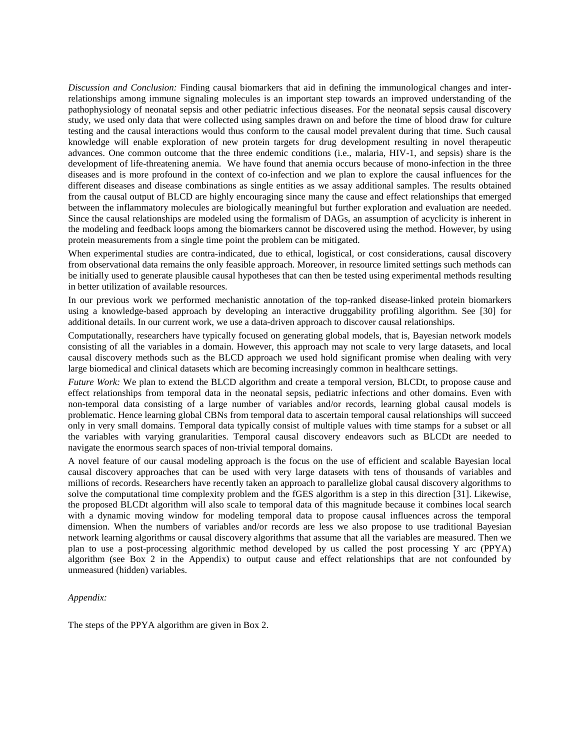*Discussion and Conclusion:* Finding causal biomarkers that aid in defining the immunological changes and inter-relationships among immune signaling molecules is an important step towards an improved understanding of the pathophysiology of neonatal sepsis and other pediatric infectious diseases. For the neonatal sepsis causal discovery study, we used only data that were collected using samples drawn on and before the time of blood draw for culture testing and the causal interactions would thus conform to the causal model prevalent during that time. Such causal knowledge will enable exploration of new protein targets for drug development resulting in novel therapeutic advances. One common outcome that the three endemic conditions (i.e., malaria, HIV-1, and sepsis) share is the development of life-threatening anemia. We have found that anemia occurs because of mono-infection in the three diseases and is more profound in the context of co-infection and we plan to explore the causal influences for the different diseases and disease combinations as single entities as we assay additional samples. The results obtained from the causal output of BLCD are highly encouraging since many the cause and effect relationships that emerged between the inflammatory molecules are biologically meaningful but further exploration and evaluation are needed. Since the causal relationships are modeled using the formalism of DAGs, an assumption of acyclicity is inherent in the modeling and feedback loops among the biomarkers cannot be discovered using the method. However, by using protein measurements from a single time point the problem can be mitigated.

When experimental studies are contra-indicated, due to ethical, logistical, or cost considerations, causal discovery from observational data remains the only feasible approach. Moreover, in resource limited settings such methods can be initially used to generate plausible causal hypotheses that can then be tested using experimental methods resulting in better utilization of available resources.

In our previous work we performed mechanistic annotation of the top-ranked disease-linked protein biomarkers using a knowledge-based approach by developing an interactive druggability profiling algorithm. See [30] for additional details. In our current work, we use a data-driven approach to discover causal relationships.

Computationally, researchers have typically focused on generating global models, that is, Bayesian network models consisting of all the variables in a domain. However, this approach may not scale to very large datasets, and local causal discovery methods such as the BLCD approach we used hold significant promise when dealing with very large biomedical and clinical datasets which are becoming increasingly common in healthcare settings.

*Future Work:* We plan to extend the BLCD algorithm and create a temporal version, BLCDt, to propose cause and effect relationships from temporal data in the neonatal sepsis, pediatric infections and other domains. Even with non-temporal data consisting of a large number of variables and/or records, learning global causal models is problematic. Hence learning global CBNs from temporal data to ascertain temporal causal relationships will succeed only in very small domains. Temporal data typically consist of multiple values with time stamps for a subset or all the variables with varying granularities. Temporal causal discovery endeavors such as BLCDt are needed to navigate the enormous search spaces of non-trivial temporal domains.

A novel feature of our causal modeling approach is the focus on the use of efficient and scalable Bayesian local causal discovery approaches that can be used with very large datasets with tens of thousands of variables and millions of records. Researchers have recently taken an approach to parallelize global causal discovery algorithms to solve the computational time complexity problem and the fGES algorithm is a step in this direction [31]. Likewise, the proposed BLCDt algorithm will also scale to temporal data of this magnitude because it combines local search with a dynamic moving window for modeling temporal data to propose causal influences across the temporal dimension. When the numbers of variables and/or records are less we also propose to use traditional Bayesian network learning algorithms or causal discovery algorithms that assume that all the variables are measured. Then we plan to use a post-processing algorithmic method developed by us called the post processing Y arc (PPYA) algorithm (see Box 2 in the Appendix) to output cause and effect relationships that are not confounded by unmeasured (hidden) variables.

*Appendix:*

The steps of the PPYA algorithm are given in Box 2.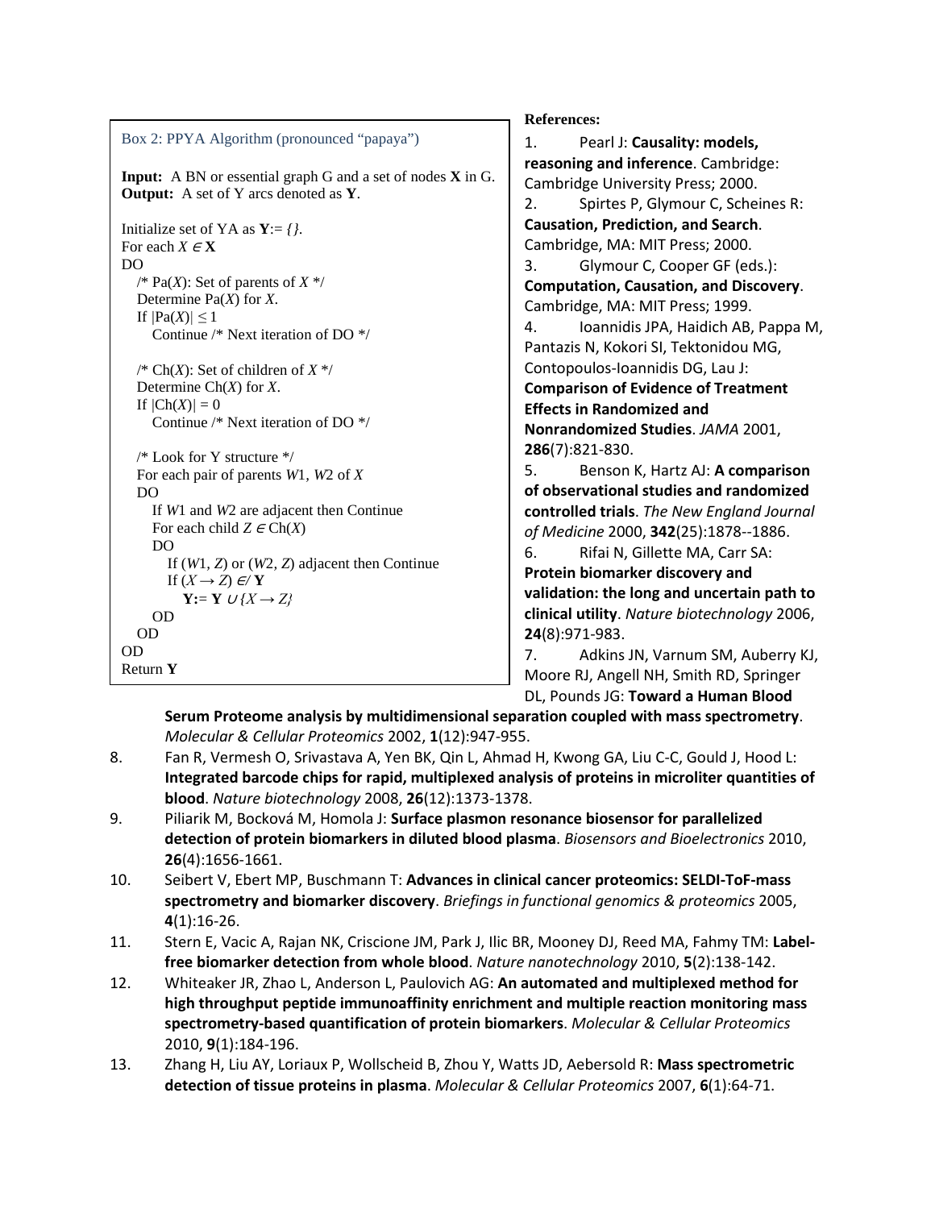Box 2: PPYA Algorithm (pronounced "papaya")

```
Input:  A BN or essential graph G and a set of nodes X in G.
Output:  A set of Y arcs denoted as Y.

Initialize set of YA as Y:= {}.
For each X ∈ X
DO
   /* Pa(X): Set of parents of X */
   Determine Pa(X) for X.
   If |Pa(X)| ≤ 1
      Continue /* Next iteration of DO */

   /* Ch(X): Set of children of X */
   Determine Ch(X) for X.
   If |Ch(X)| = 0
      Continue /* Next iteration of DO */

   /* Look for Y structure */
   For each pair of parents W1, W2 of X
   DO
      If W1 and W2 are adjacent then Continue
      For each child Z ∈ Ch(X)
      DO
         If (W1, Z) or (W2, Z) adjacent then Continue
         If (X → Z) ∉ Y
            Y:= Y ∪ {X → Z}
      OD
   OD
OD
Return Y
```

**References:**

1. Pearl J: **Causality: models, reasoning and inference**. Cambridge: Cambridge University Press; 2000.
2. Spirtes P, Glymour C, Scheines R: **Causation, Prediction, and Search**. Cambridge, MA: MIT Press; 2000.
3. Glymour C, Cooper GF (eds.): **Computation, Causation, and Discovery**. Cambridge, MA: MIT Press; 1999.
4. Ioannidis JPA, Haidich AB, Pappa M, Pantazis N, Kokori SI, Tektonidou MG, Contopoulos-Ioannidis DG, Lau J: **Comparison of Evidence of Treatment Effects in Randomized and Nonrandomized Studies**. *JAMA* 2001, **286**(7):821-830.
5. Benson K, Hartz AJ: **A comparison of observational studies and randomized controlled trials**. *The New England Journal of Medicine* 2000, **342**(25):1878--1886.
6. Rifai N, Gillette MA, Carr SA: **Protein biomarker discovery and validation: the long and uncertain path to clinical utility**. *Nature biotechnology* 2006, **24**(8):971-983.
7. Adkins JN, Varnum SM, Auberry KJ, Moore RJ, Angell NH, Smith RD, Springer DL, Pounds JG: **Toward a Human Blood Serum Proteome analysis by multidimensional separation coupled with mass spectrometry**. *Molecular & Cellular Proteomics* 2002, **1**(12):947-955.
8. Fan R, Vermesh O, Srivastava A, Yen BK, Qin L, Ahmad H, Kwong GA, Liu C-C, Gould J, Hood L: **Integrated barcode chips for rapid, multiplexed analysis of proteins in microliter quantities of blood**. *Nature biotechnology* 2008, **26**(12):1373-1378.
9. Piliarik M, Bocková M, Homola J: **Surface plasmon resonance biosensor for parallelized detection of protein biomarkers in diluted blood plasma**. *Biosensors and Bioelectronics* 2010, **26**(4):1656-1661.
10. Seibert V, Ebert MP, Buschmann T: **Advances in clinical cancer proteomics: SELDI-ToF-mass spectrometry and biomarker discovery**. *Briefings in functional genomics & proteomics* 2005, **4**(1):16-26.
11. Stern E, Vacic A, Rajan NK, Criscione JM, Park J, Ilic BR, Mooney DJ, Reed MA, Fahmy TM: **Label-free biomarker detection from whole blood**. *Nature nanotechnology* 2010, **5**(2):138-142.
12. Whiteaker JR, Zhao L, Anderson L, Paulovich AG: **An automated and multiplexed method for high throughput peptide immunoaffinity enrichment and multiple reaction monitoring mass spectrometry-based quantification of protein biomarkers**. *Molecular & Cellular Proteomics* 2010, **9**(1):184-196.
13. Zhang H, Liu AY, Loriaux P, Wollscheid B, Zhou Y, Watts JD, Aebersold R: **Mass spectrometric detection of tissue proteins in plasma**. *Molecular & Cellular Proteomics* 2007, **6**(1):64-71.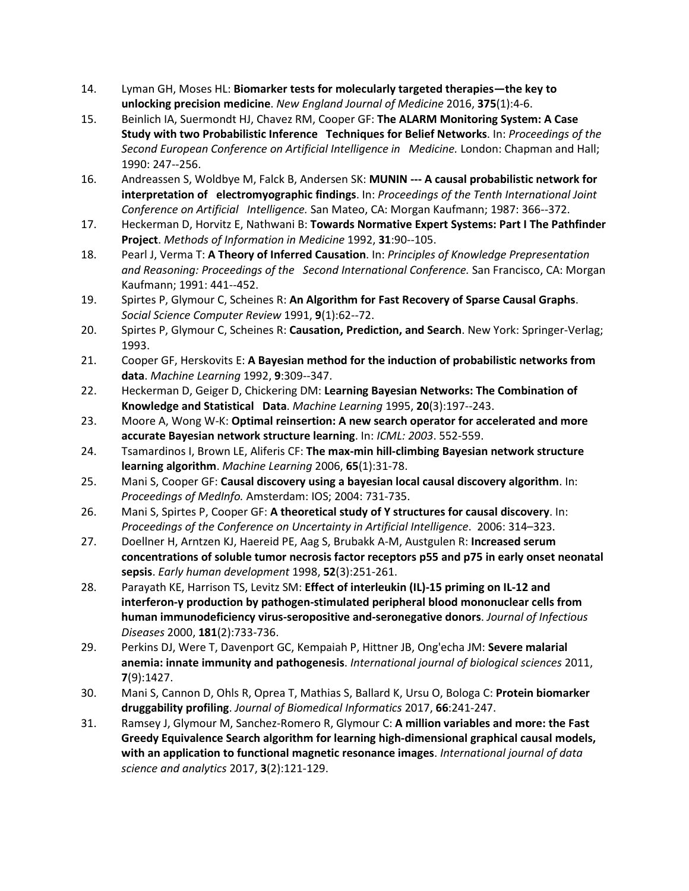14. Lyman GH, Moses HL: **Biomarker tests for molecularly targeted therapies—the key to unlocking precision medicine**. *New England Journal of Medicine* 2016, **375**(1):4-6.
15. Beinlich IA, Suermondt HJ, Chavez RM, Cooper GF: **The ALARM Monitoring System: A Case Study with two Probabilistic Inference Techniques for Belief Networks**. In: *Proceedings of the Second European Conference on Artificial Intelligence in Medicine.* London: Chapman and Hall; 1990: 247--256.
16. Andreassen S, Woldbye M, Falck B, Andersen SK: **MUNIN --- A causal probabilistic network for interpretation of electromyographic findings**. In: *Proceedings of the Tenth International Joint Conference on Artificial Intelligence.* San Mateo, CA: Morgan Kaufmann; 1987: 366--372.
17. Heckerman D, Horvitz E, Nathwani B: **Towards Normative Expert Systems: Part I The Pathfinder Project**. *Methods of Information in Medicine* 1992, **31**:90--105.
18. Pearl J, Verma T: **A Theory of Inferred Causation**. In: *Principles of Knowledge Prepresentation and Reasoning: Proceedings of the Second International Conference.* San Francisco, CA: Morgan Kaufmann; 1991: 441--452.
19. Spirtes P, Glymour C, Scheines R: **An Algorithm for Fast Recovery of Sparse Causal Graphs**. *Social Science Computer Review* 1991, **9**(1):62--72.
20. Spirtes P, Glymour C, Scheines R: **Causation, Prediction, and Search**. New York: Springer-Verlag; 1993.
21. Cooper GF, Herskovits E: **A Bayesian method for the induction of probabilistic networks from data**. *Machine Learning* 1992, **9**:309--347.
22. Heckerman D, Geiger D, Chickering DM: **Learning Bayesian Networks: The Combination of Knowledge and Statistical Data**. *Machine Learning* 1995, **20**(3):197--243.
23. Moore A, Wong W-K: **Optimal reinsertion: A new search operator for accelerated and more accurate Bayesian network structure learning**. In: *ICML: 2003*. 552-559.
24. Tsamardinos I, Brown LE, Aliferis CF: **The max-min hill-climbing Bayesian network structure learning algorithm**. *Machine Learning* 2006, **65**(1):31-78.
25. Mani S, Cooper GF: **Causal discovery using a bayesian local causal discovery algorithm**. In: *Proceedings of MedInfo.* Amsterdam: IOS; 2004: 731-735.
26. Mani S, Spirtes P, Cooper GF: **A theoretical study of Y structures for causal discovery**. In: *Proceedings of the Conference on Uncertainty in Artificial Intelligence*. 2006: 314–323.
27. Doellner H, Arntzen KJ, Haereid PE, Aag S, Brubakk A-M, Austgulen R: **Increased serum concentrations of soluble tumor necrosis factor receptors p55 and p75 in early onset neonatal sepsis**. *Early human development* 1998, **52**(3):251-261.
28. Parayath KE, Harrison TS, Levitz SM: **Effect of interleukin (IL)-15 priming on IL-12 and interferon-γ production by pathogen-stimulated peripheral blood mononuclear cells from human immunodeficiency virus-seropositive and-seronegative donors**. *Journal of Infectious Diseases* 2000, **181**(2):733-736.
29. Perkins DJ, Were T, Davenport GC, Kempaiah P, Hittner JB, Ong'echa JM: **Severe malarial anemia: innate immunity and pathogenesis**. *International journal of biological sciences* 2011, **7**(9):1427.
30. Mani S, Cannon D, Ohls R, Oprea T, Mathias S, Ballard K, Ursu O, Bologa C: **Protein biomarker druggability profiling**. *Journal of Biomedical Informatics* 2017, **66**:241-247.
31. Ramsey J, Glymour M, Sanchez-Romero R, Glymour C: **A million variables and more: the Fast Greedy Equivalence Search algorithm for learning high-dimensional graphical causal models, with an application to functional magnetic resonance images**. *International journal of data science and analytics* 2017, **3**(2):121-129.